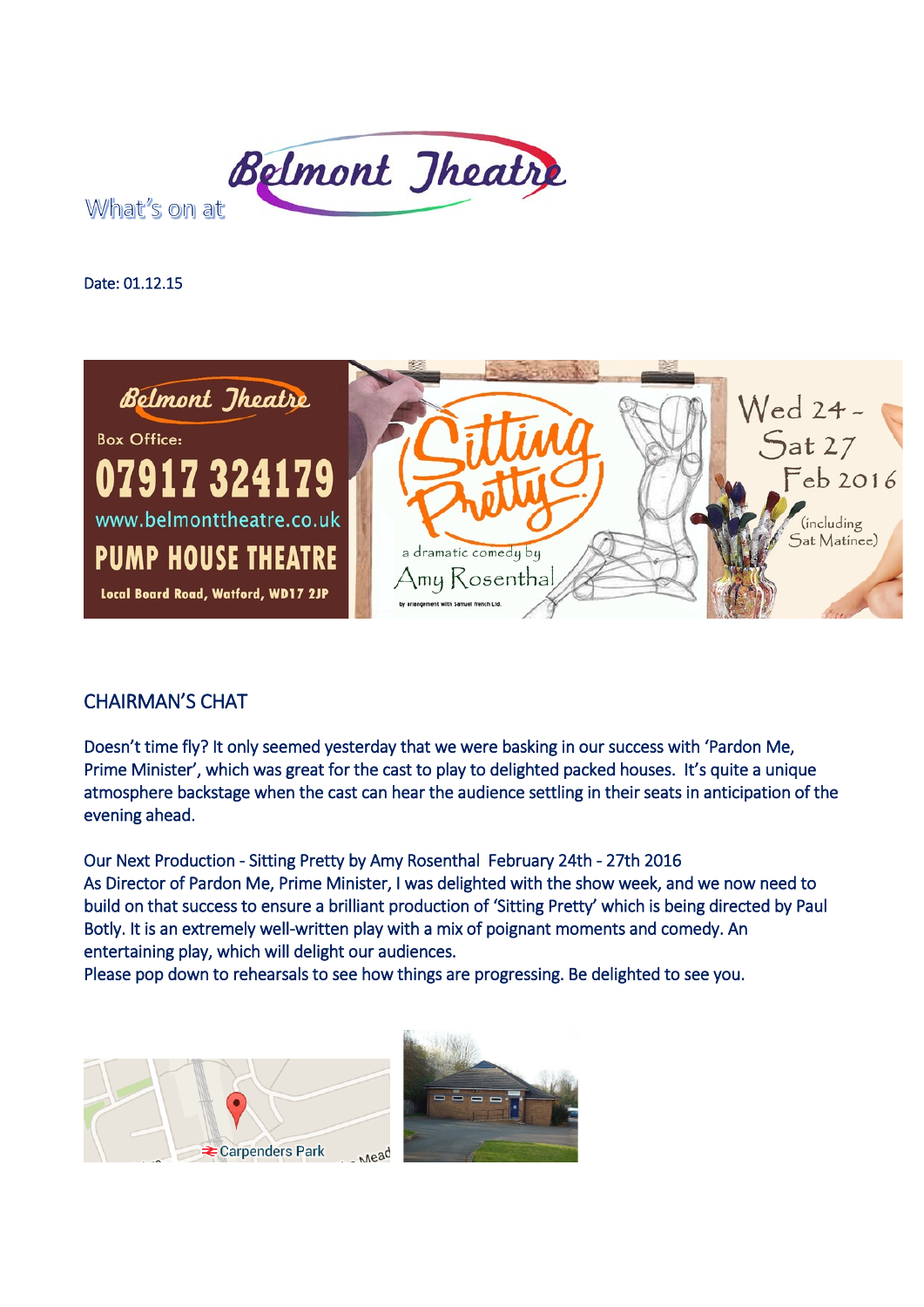What's on at Belmont Theatre

Date: 01.12.15

Belmont Theatre

Box Office:

07917 324179

www.belmonttheatre.co.uk

PUMP HOUSE THEATRE

Local Board Road, Watford, WD17 2JP

Sitting Pretty

a dramatic comedy by Amy Rosenthal

by arrangement with Samuel French Ltd.

Wed 24 – Sat 27 Feb 2016 (including Sat Matinee)

## CHAIRMAN'S CHAT

Doesn't time fly? It only seemed yesterday that we were basking in our success with 'Pardon Me, Prime Minister', which was great for the cast to play to delighted packed houses. It's quite a unique atmosphere backstage when the cast can hear the audience settling in their seats in anticipation of the evening ahead.

Our Next Production - Sitting Pretty by Amy Rosenthal February 24th - 27th 2016
As Director of Pardon Me, Prime Minister, I was delighted with the show week, and we now need to build on that success to ensure a brilliant production of 'Sitting Pretty' which is being directed by Paul Botly. It is an extremely well-written play with a mix of poignant moments and comedy. An entertaining play, which will delight our audiences.
Please pop down to rehearsals to see how things are progressing. Be delighted to see you.

Carpenders Park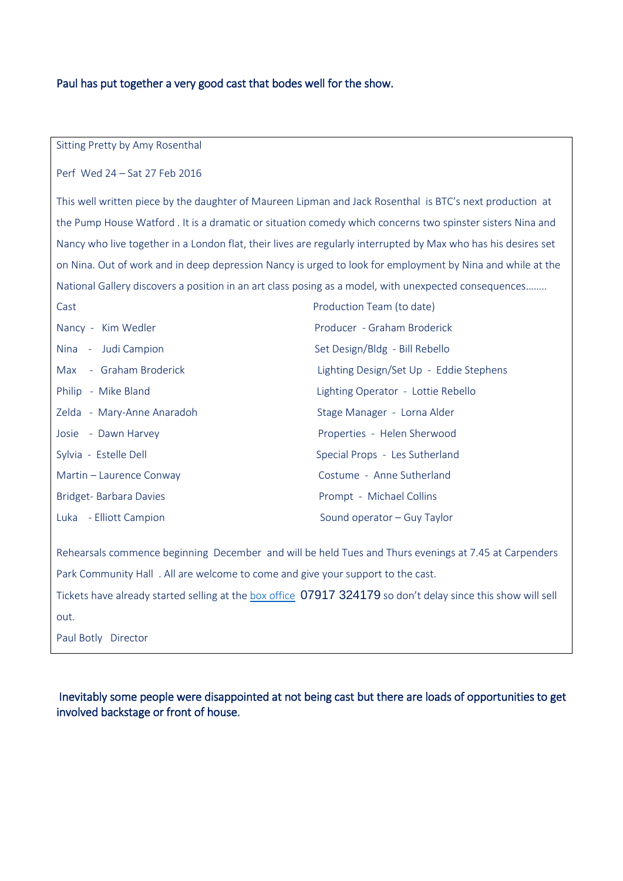Paul has put together a very good cast that bodes well for the show.

Sitting Pretty by Amy Rosenthal

Perf Wed 24 – Sat 27 Feb 2016

This well written piece by the daughter of Maureen Lipman and Jack Rosenthal is BTC's next production at the Pump House Watford . It is a dramatic or situation comedy which concerns two spinster sisters Nina and Nancy who live together in a London flat, their lives are regularly interrupted by Max who has his desires set on Nina. Out of work and in deep depression Nancy is urged to look for employment by Nina and while at the National Gallery discovers a position in an art class posing as a model, with unexpected consequences……..

| Cast | Production Team (to date) |
|---|---|
| Nancy - Kim Wedler | Producer - Graham Broderick |
| Nina - Judi Campion | Set Design/Bldg - Bill Rebello |
| Max - Graham Broderick | Lighting Design/Set Up - Eddie Stephens |
| Philip - Mike Bland | Lighting Operator - Lottie Rebello |
| Zelda - Mary-Anne Anaradoh | Stage Manager - Lorna Alder |
| Josie - Dawn Harvey | Properties - Helen Sherwood |
| Sylvia - Estelle Dell | Special Props - Les Sutherland |
| Martin – Laurence Conway | Costume - Anne Sutherland |
| Bridget- Barbara Davies | Prompt - Michael Collins |
| Luka - Elliott Campion | Sound operator – Guy Taylor |

Rehearsals commence beginning December and will be held Tues and Thurs evenings at 7.45 at Carpenders Park Community Hall . All are welcome to come and give your support to the cast.

Tickets have already started selling at the box office 07917 324179 so don't delay since this show will sell out.

Paul Botly Director

Inevitably some people were disappointed at not being cast but there are loads of opportunities to get involved backstage or front of house.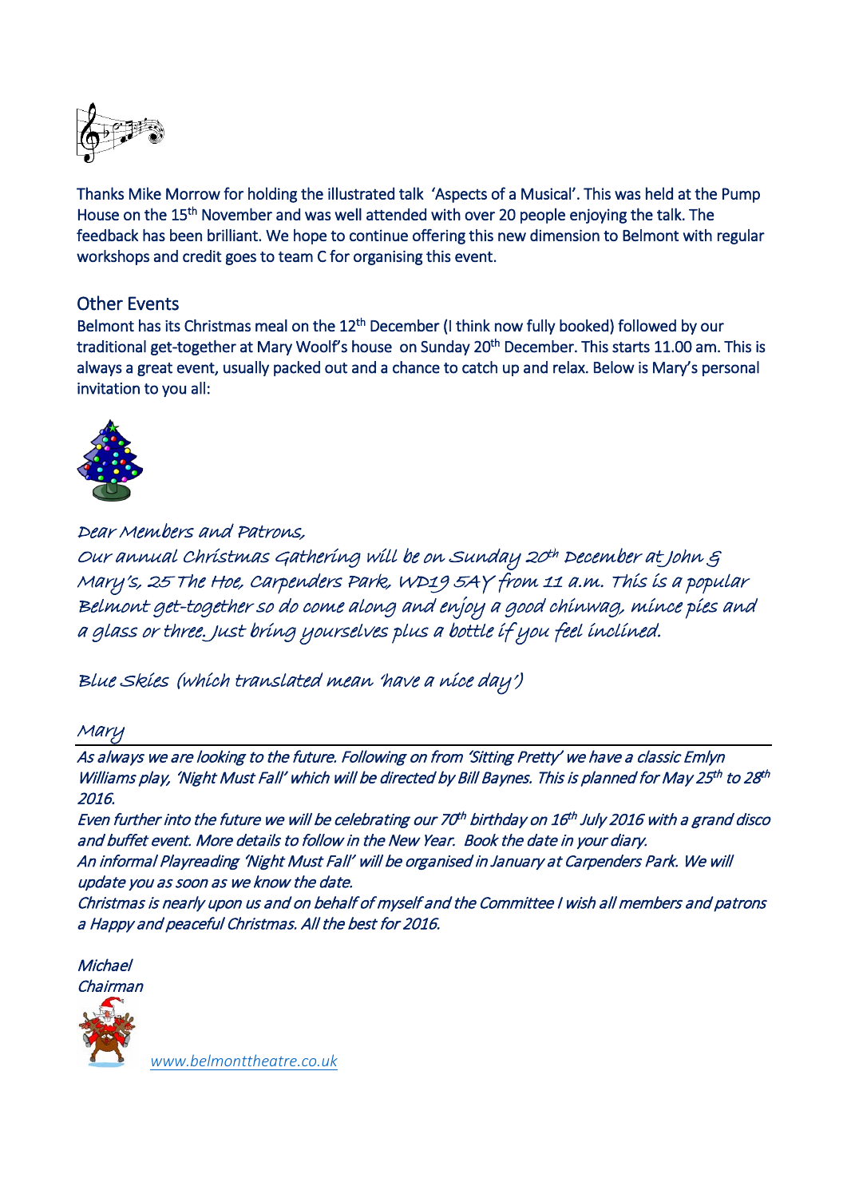Thanks Mike Morrow for holding the illustrated talk 'Aspects of a Musical'. This was held at the Pump House on the 15th November and was well attended with over 20 people enjoying the talk. The feedback has been brilliant. We hope to continue offering this new dimension to Belmont with regular workshops and credit goes to team C for organising this event.

## Other Events

Belmont has its Christmas meal on the 12th December (I think now fully booked) followed by our traditional get-together at Mary Woolf's house on Sunday 20th December. This starts 11.00 am. This is always a great event, usually packed out and a chance to catch up and relax. Below is Mary's personal invitation to you all:

*Dear Members and Patrons,*
*Our annual Christmas Gathering will be on Sunday 20th December at John & Mary's, 25 The Hoe, Carpenders Park, WD19 5AY from 11 a.m. This is a popular Belmont get-together so do come along and enjoy a good chinwag, mince pies and a glass or three. Just bring yourselves plus a bottle if you feel inclined.*

*Blue Skies (which translated mean 'have a nice day')*

*Mary*

---

*As always we are looking to the future. Following on from 'Sitting Pretty' we have a classic Emlyn Williams play, 'Night Must Fall' which will be directed by Bill Baynes. This is planned for May 25th to 28th 2016.*

*Even further into the future we will be celebrating our 70th birthday on 16th July 2016 with a grand disco and buffet event. More details to follow in the New Year. Book the date in your diary.*

*An informal Playreading 'Night Must Fall' will be organised in January at Carpenders Park. We will update you as soon as we know the date.*

*Christmas is nearly upon us and on behalf of myself and the Committee I wish all members and patrons a Happy and peaceful Christmas. All the best for 2016.*

*Michael*
*Chairman*

www.belmonttheatre.co.uk